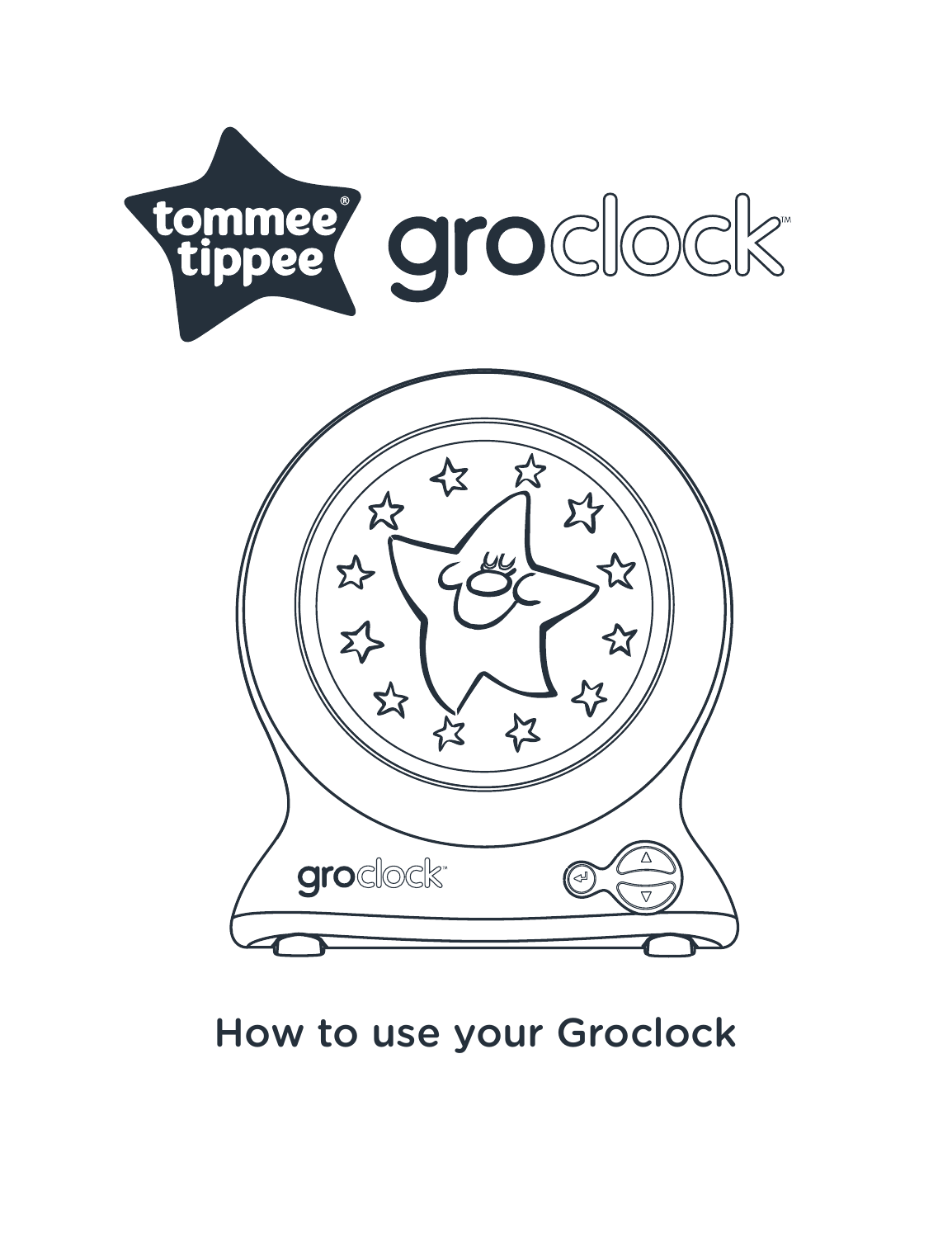# tommee tippee® groclock™

How to use your Groclock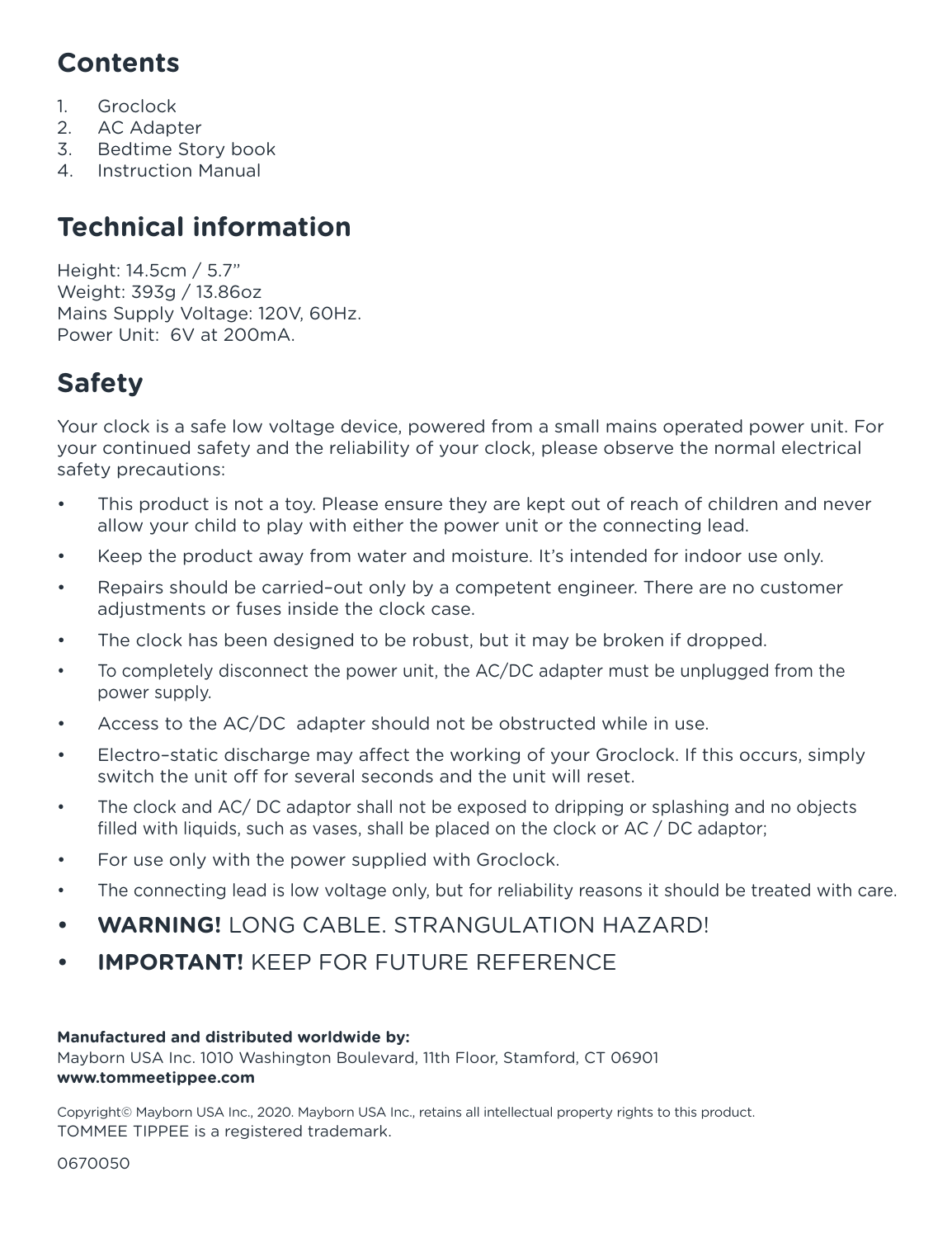## Contents

1. Groclock
2. AC Adapter
3. Bedtime Story book
4. Instruction Manual

## Technical information

Height: 14.5cm / 5.7”
Weight: 393g / 13.86oz
Mains Supply Voltage: 120V, 60Hz.
Power Unit: 6V at 200mA.

## Safety

Your clock is a safe low voltage device, powered from a small mains operated power unit. For your continued safety and the reliability of your clock, please observe the normal electrical safety precautions:

- This product is not a toy. Please ensure they are kept out of reach of children and never allow your child to play with either the power unit or the connecting lead.
- Keep the product away from water and moisture. It’s intended for indoor use only.
- Repairs should be carried–out only by a competent engineer. There are no customer adjustments or fuses inside the clock case.
- The clock has been designed to be robust, but it may be broken if dropped.
- To completely disconnect the power unit, the AC/DC adapter must be unplugged from the power supply.
- Access to the AC/DC adapter should not be obstructed while in use.
- Electro–static discharge may affect the working of your Groclock. If this occurs, simply switch the unit off for several seconds and the unit will reset.
- The clock and AC/ DC adaptor shall not be exposed to dripping or splashing and no objects filled with liquids, such as vases, shall be placed on the clock or AC / DC adaptor;
- For use only with the power supplied with Groclock.
- The connecting lead is low voltage only, but for reliability reasons it should be treated with care.
- **WARNING!** LONG CABLE. STRANGULATION HAZARD!
- **IMPORTANT!** KEEP FOR FUTURE REFERENCE

**Manufactured and distributed worldwide by:**
Mayborn USA Inc. 1010 Washington Boulevard, 11th Floor, Stamford, CT 06901
**www.tommeetippee.com**

Copyright© Mayborn USA Inc., 2020. Mayborn USA Inc., retains all intellectual property rights to this product.
TOMMEE TIPPEE is a registered trademark.

0670050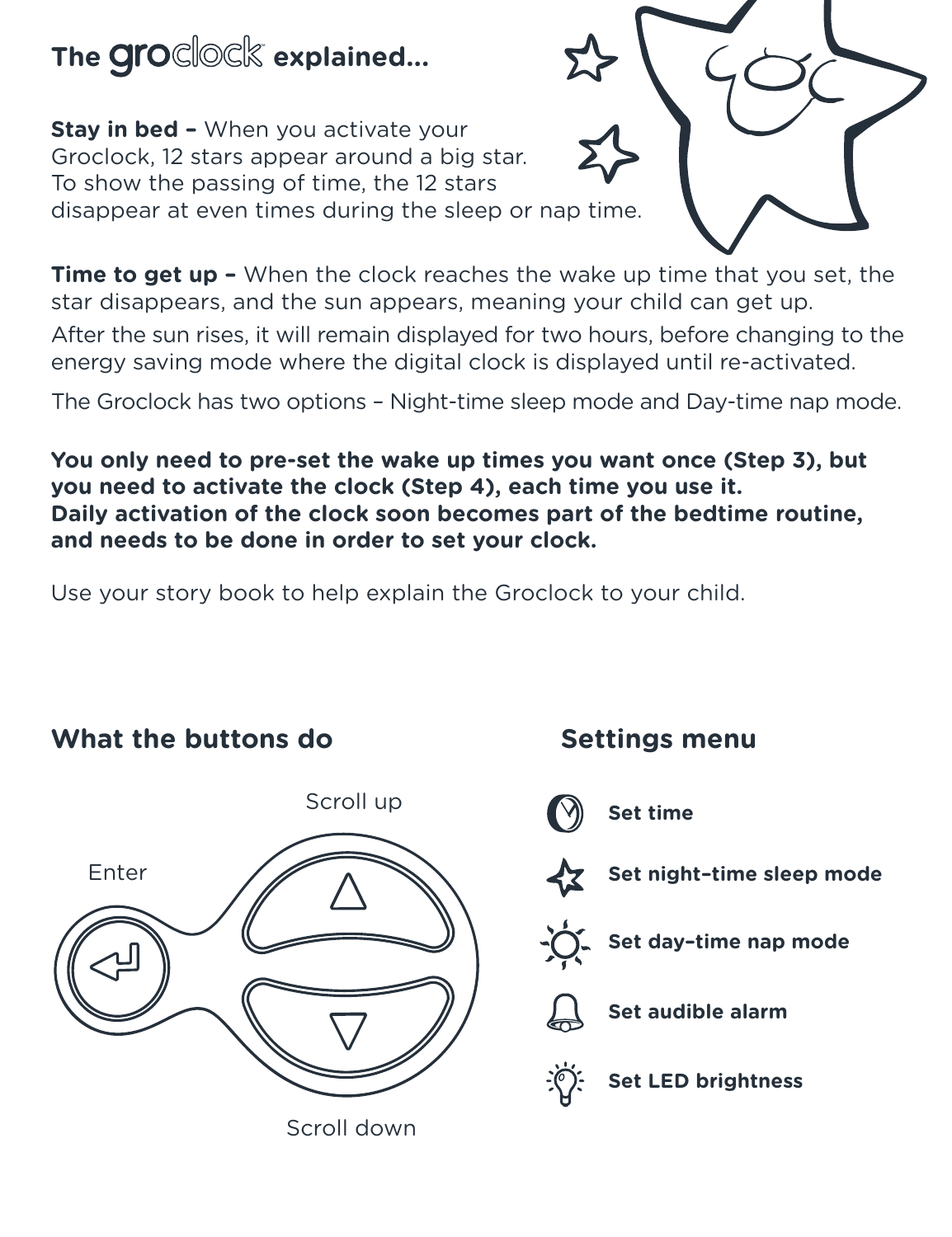# The groclock explained...

**Stay in bed –** When you activate your Groclock, 12 stars appear around a big star. To show the passing of time, the 12 stars disappear at even times during the sleep or nap time.

**Time to get up –** When the clock reaches the wake up time that you set, the star disappears, and the sun appears, meaning your child can get up.

After the sun rises, it will remain displayed for two hours, before changing to the energy saving mode where the digital clock is displayed until re-activated.

The Groclock has two options – Night-time sleep mode and Day-time nap mode.

**You only need to pre-set the wake up times you want once (Step 3), but you need to activate the clock (Step 4), each time you use it. Daily activation of the clock soon becomes part of the bedtime routine, and needs to be done in order to set your clock.**

Use your story book to help explain the Groclock to your child.

## What the buttons do

- Enter
- Scroll up
- Scroll down

## Settings menu

- **Set time**
- **Set night–time sleep mode**
- **Set day–time nap mode**
- **Set audible alarm**
- **Set LED brightness**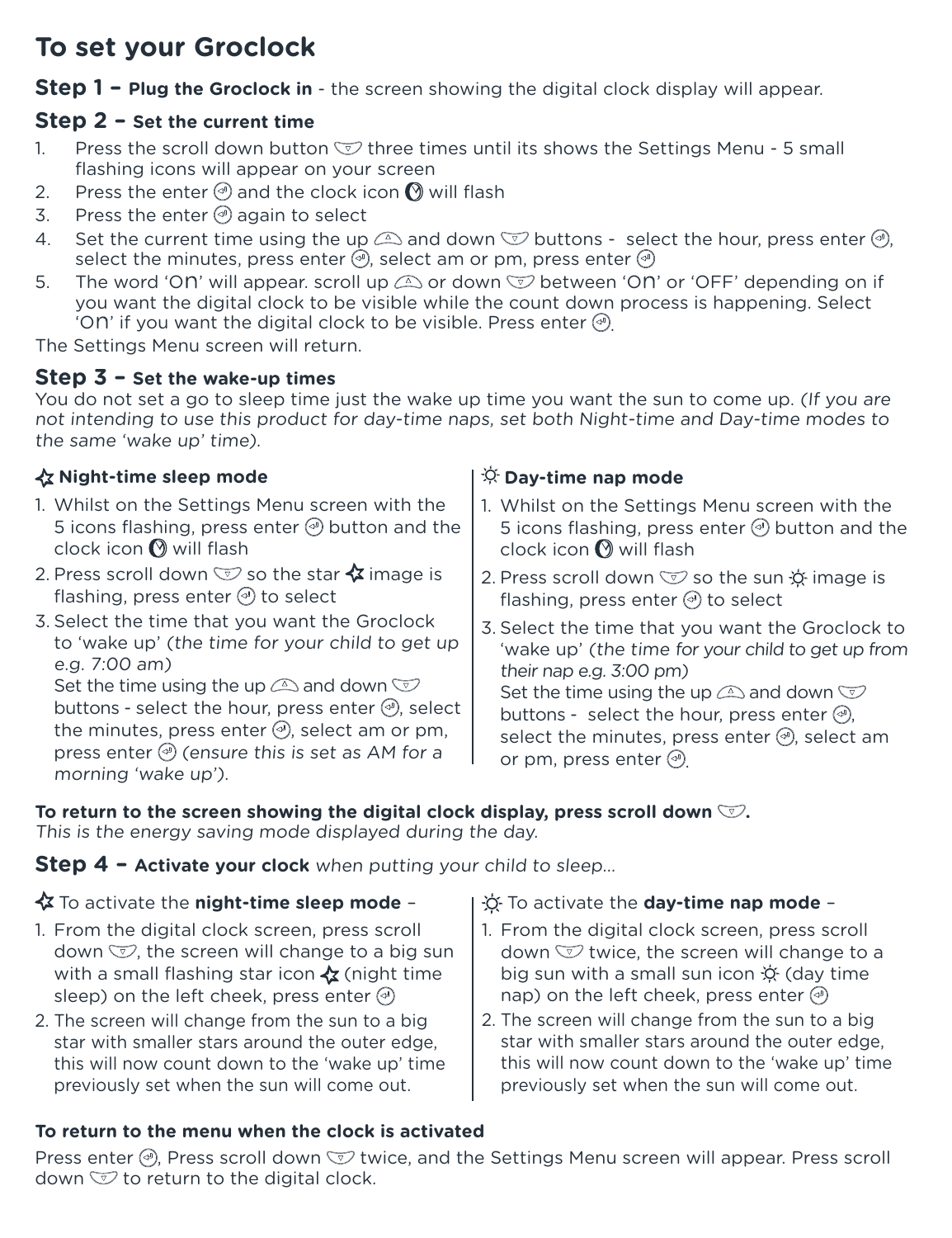# To set your Groclock

## Step 1 – **Plug the Groclock in** - the screen showing the digital clock display will appear.

## Step 2 – **Set the current time**

1. Press the scroll down button three times until its shows the Settings Menu - 5 small flashing icons will appear on your screen
2. Press the enter and the clock icon will flash
3. Press the enter again to select
4. Set the current time using the up and down buttons - select the hour, press enter, select the minutes, press enter, select am or pm, press enter
5. The word 'On' will appear. scroll up or down between 'On' or 'OFF' depending on if you want the digital clock to be visible while the count down process is happening. Select 'On' if you want the digital clock to be visible. Press enter.

The Settings Menu screen will return.

## Step 3 – **Set the wake-up times**

You do not set a go to sleep time just the wake up time you want the sun to come up. *(If you are not intending to use this product for day-time naps, set both Night-time and Day-time modes to the same 'wake up' time).*

**Night-time sleep mode**

1. Whilst on the Settings Menu screen with the 5 icons flashing, press enter button and the clock icon will flash
2. Press scroll down so the star image is flashing, press enter to select
3. Select the time that you want the Groclock to 'wake up' *(the time for your child to get up e.g. 7:00 am)*
   Set the time using the up and down buttons - select the hour, press enter, select the minutes, press enter, select am or pm, press enter *(ensure this is set as AM for a morning 'wake up')*.

**Day-time nap mode**

1. Whilst on the Settings Menu screen with the 5 icons flashing, press enter button and the clock icon will flash
2. Press scroll down so the sun image is flashing, press enter to select
3. Select the time that you want the Groclock to 'wake up' *(the time for your child to get up from their nap e.g. 3:00 pm)*
   Set the time using the up and down buttons - select the hour, press enter, select the minutes, press enter, select am or pm, press enter.

**To return to the screen showing the digital clock display, press scroll down.**
*This is the energy saving mode displayed during the day.*

## Step 4 – **Activate your clock** *when putting your child to sleep...*

To activate the **night-time sleep mode** –

1. From the digital clock screen, press scroll down, the screen will change to a big sun with a small flashing star icon (night time sleep) on the left cheek, press enter
2. The screen will change from the sun to a big star with smaller stars around the outer edge, this will now count down to the 'wake up' time previously set when the sun will come out.

To activate the **day-time nap mode** –

1. From the digital clock screen, press scroll down twice, the screen will change to a big sun with a small sun icon (day time nap) on the left cheek, press enter
2. The screen will change from the sun to a big star with smaller stars around the outer edge, this will now count down to the 'wake up' time previously set when the sun will come out.

**To return to the menu when the clock is activated**

Press enter, Press scroll down twice, and the Settings Menu screen will appear. Press scroll down to return to the digital clock.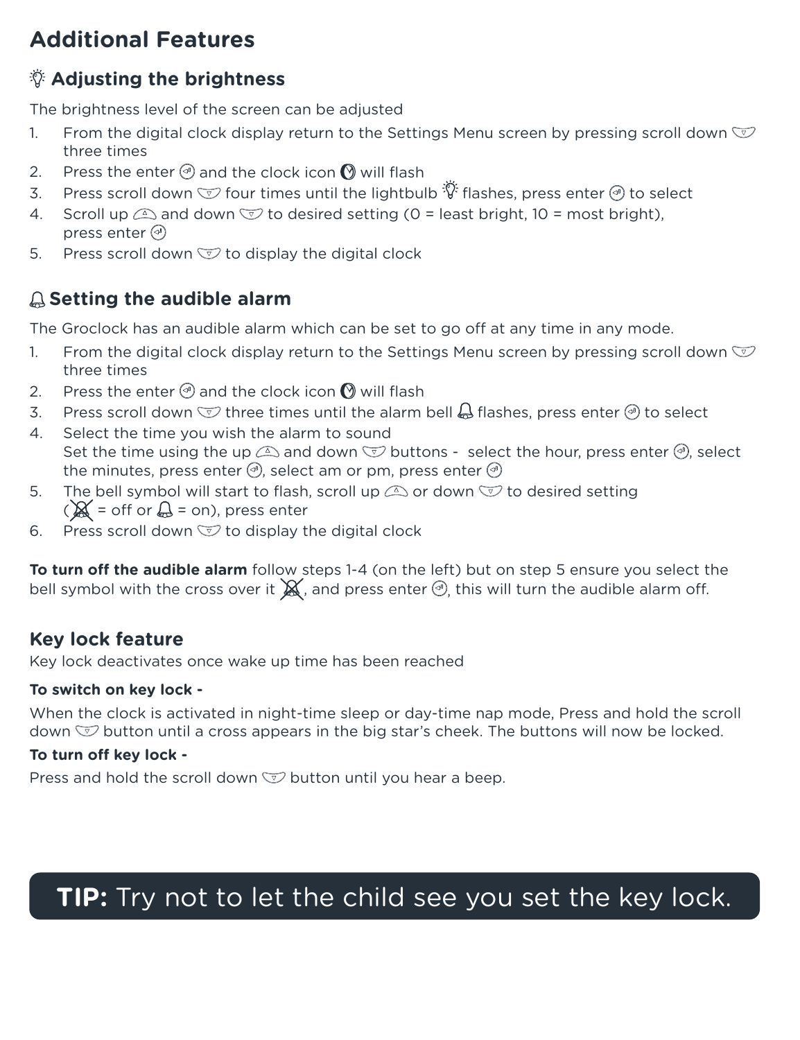# Additional Features

## Adjusting the brightness

The brightness level of the screen can be adjusted

1. From the digital clock display return to the Settings Menu screen by pressing scroll down three times
2. Press the enter and the clock icon will flash
3. Press scroll down four times until the lightbulb flashes, press enter to select
4. Scroll up and down to desired setting (0 = least bright, 10 = most bright), press enter
5. Press scroll down to display the digital clock

## Setting the audible alarm

The Groclock has an audible alarm which can be set to go off at any time in any mode.

1. From the digital clock display return to the Settings Menu screen by pressing scroll down three times
2. Press the enter and the clock icon will flash
3. Press scroll down three times until the alarm bell flashes, press enter to select
4. Select the time you wish the alarm to sound
   Set the time using the up and down buttons - select the hour, press enter, select the minutes, press enter, select am or pm, press enter
5. The bell symbol will start to flash, scroll up or down to desired setting ( = off or = on), press enter
6. Press scroll down to display the digital clock

**To turn off the audible alarm** follow steps 1-4 (on the left) but on step 5 ensure you select the bell symbol with the cross over it, and press enter, this will turn the audible alarm off.

## Key lock feature

Key lock deactivates once wake up time has been reached

**To switch on key lock -**

When the clock is activated in night-time sleep or day-time nap mode, Press and hold the scroll down button until a cross appears in the big star's cheek. The buttons will now be locked.

**To turn off key lock -**

Press and hold the scroll down button until you hear a beep.

**TIP:** Try not to let the child see you set the key lock.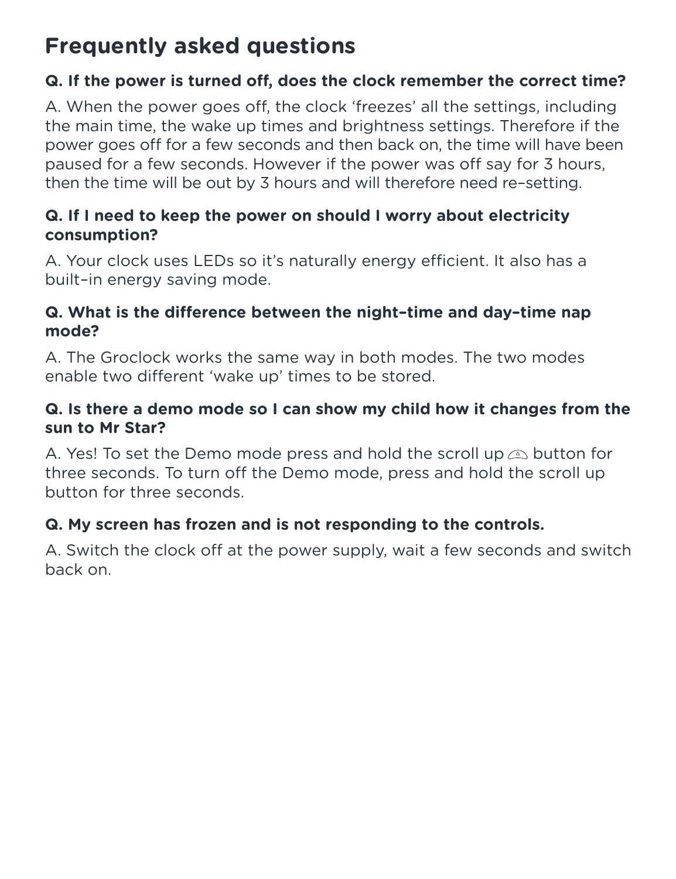## Frequently asked questions

**Q. If the power is turned off, does the clock remember the correct time?**

A. When the power goes off, the clock 'freezes' all the settings, including the main time, the wake up times and brightness settings. Therefore if the power goes off for a few seconds and then back on, the time will have been paused for a few seconds. However if the power was off say for 3 hours, then the time will be out by 3 hours and will therefore need re–setting.

**Q. If I need to keep the power on should I worry about electricity consumption?**

A. Your clock uses LEDs so it's naturally energy efficient. It also has a built–in energy saving mode.

**Q. What is the difference between the night–time and day–time nap mode?**

A. The Groclock works the same way in both modes. The two modes enable two different 'wake up' times to be stored.

**Q. Is there a demo mode so I can show my child how it changes from the sun to Mr Star?**

A. Yes! To set the Demo mode press and hold the scroll up button for three seconds. To turn off the Demo mode, press and hold the scroll up button for three seconds.

**Q. My screen has frozen and is not responding to the controls.**

A. Switch the clock off at the power supply, wait a few seconds and switch back on.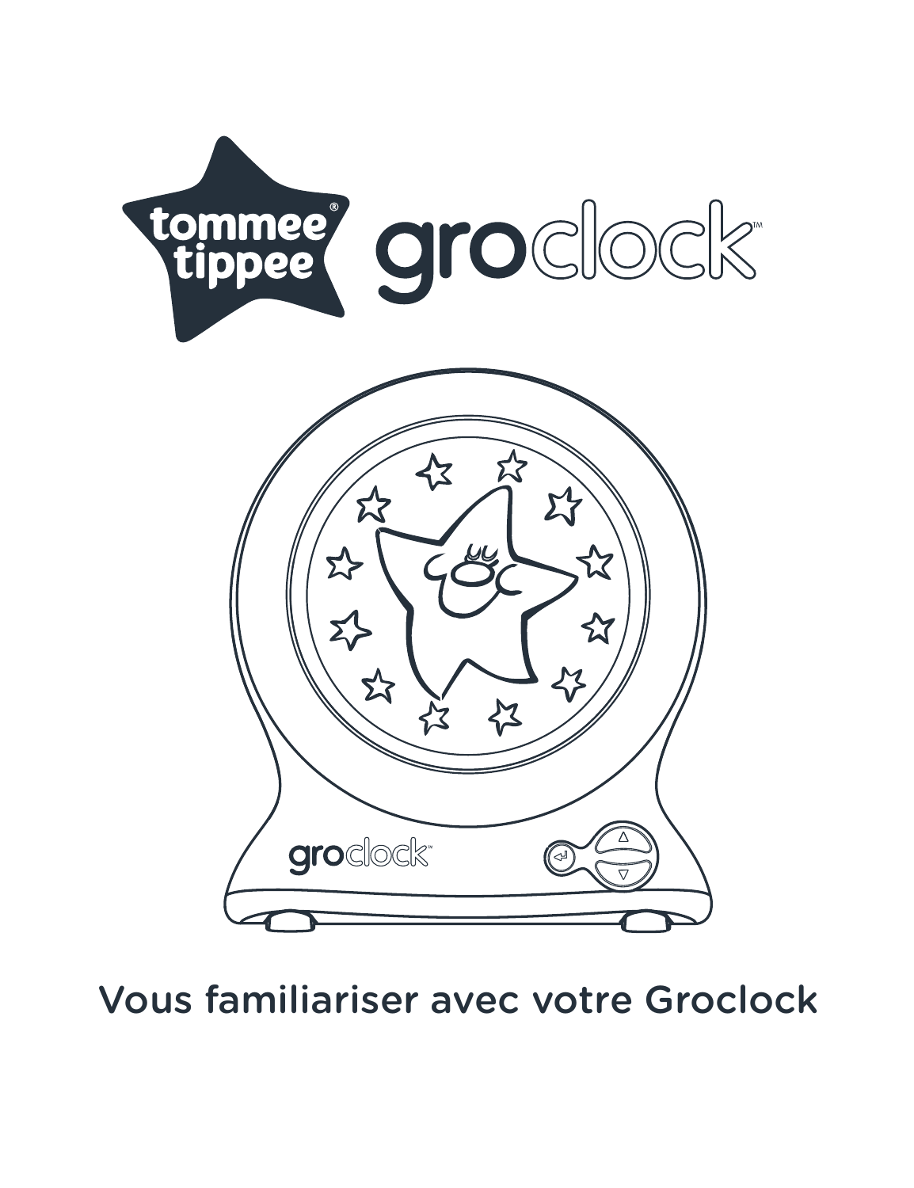tommee tippee

groclock

Vous familiariser avec votre Groclock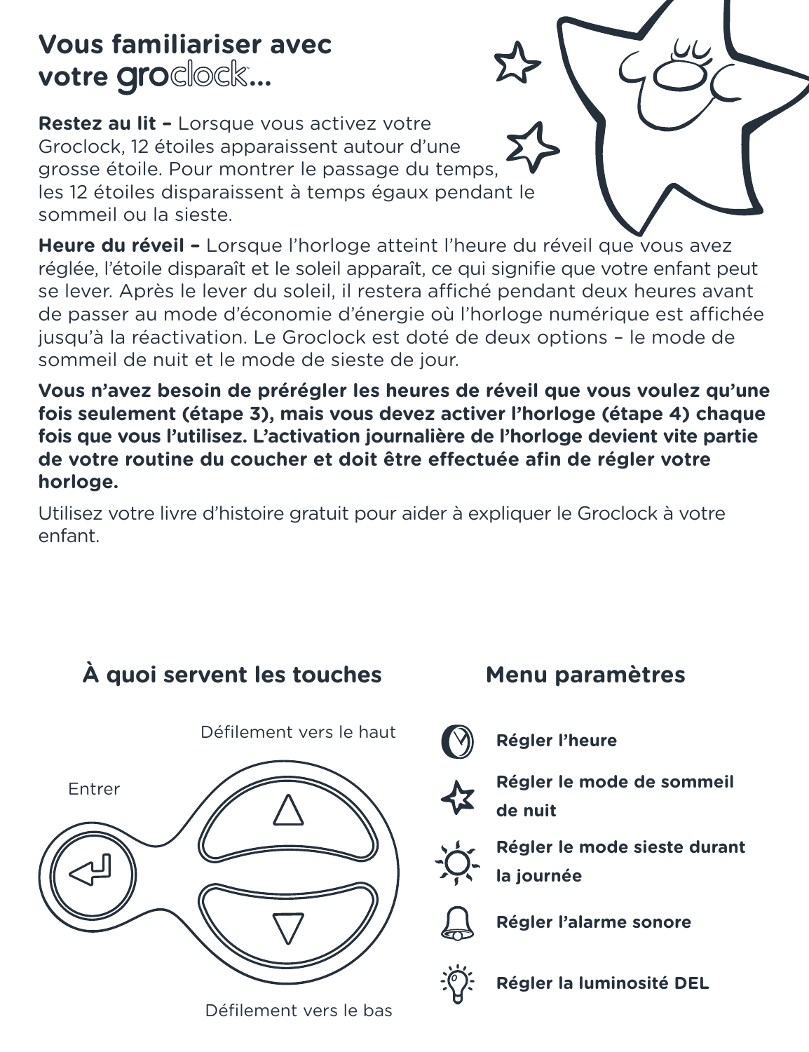# Vous familiariser avec votre groclock...

**Restez au lit –** Lorsque vous activez votre Groclock, 12 étoiles apparaissent autour d'une grosse étoile. Pour montrer le passage du temps, les 12 étoiles disparaissent à temps égaux pendant le sommeil ou la sieste.

**Heure du réveil –** Lorsque l'horloge atteint l'heure du réveil que vous avez réglée, l'étoile disparaît et le soleil apparaît, ce qui signifie que votre enfant peut se lever. Après le lever du soleil, il restera affiché pendant deux heures avant de passer au mode d'économie d'énergie où l'horloge numérique est affichée jusqu'à la réactivation. Le Groclock est doté de deux options – le mode de sommeil de nuit et le mode de sieste de jour.

**Vous n'avez besoin de prérégler les heures de réveil que vous voulez qu'une fois seulement (étape 3), mais vous devez activer l'horloge (étape 4) chaque fois que vous l'utilisez. L'activation journalière de l'horloge devient vite partie de votre routine du coucher et doit être effectuée afin de régler votre horloge.**

Utilisez votre livre d'histoire gratuit pour aider à expliquer le Groclock à votre enfant.

## À quoi servent les touches

Défilement vers le haut

Entrer

Défilement vers le bas

## Menu paramètres

- **Régler l'heure**
- **Régler le mode de sommeil de nuit**
- **Régler le mode sieste durant la journée**
- **Régler l'alarme sonore**
- **Régler la luminosité DEL**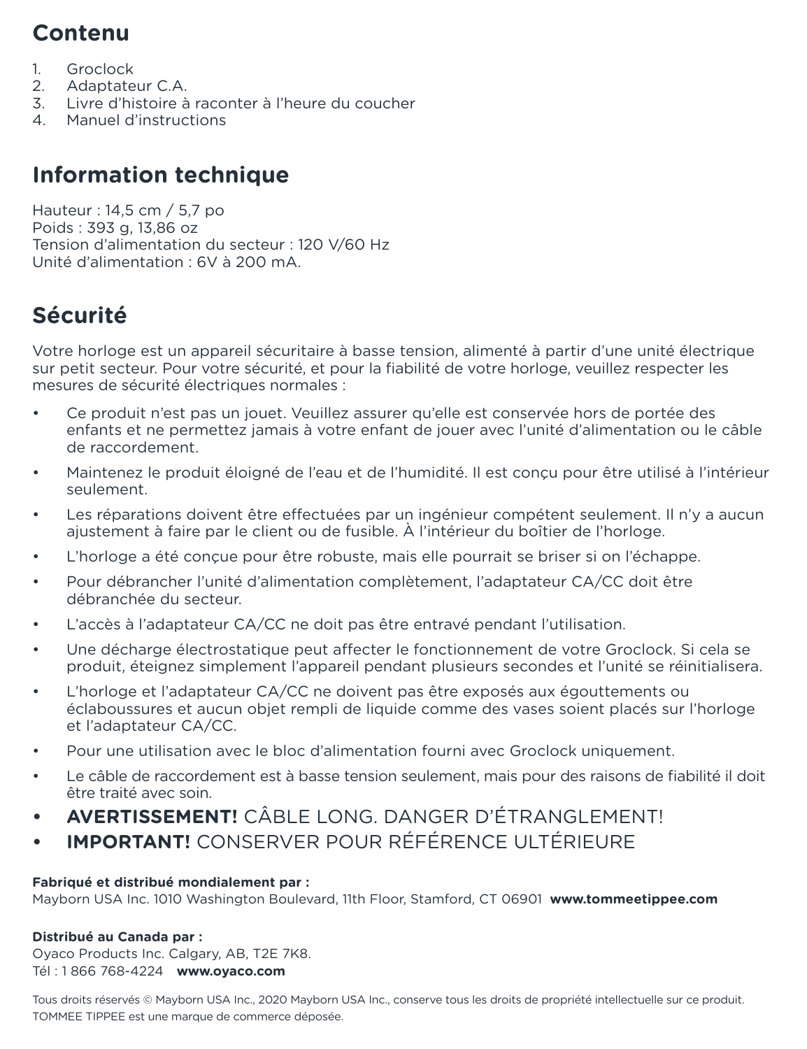## Contenu

1. Groclock
2. Adaptateur C.A.
3. Livre d'histoire à raconter à l'heure du coucher
4. Manuel d'instructions

## Information technique

Hauteur : 14,5 cm / 5,7 po
Poids : 393 g, 13,86 oz
Tension d'alimentation du secteur : 120 V/60 Hz
Unité d'alimentation : 6V à 200 mA.

## Sécurité

Votre horloge est un appareil sécuritaire à basse tension, alimenté à partir d'une unité électrique sur petit secteur. Pour votre sécurité, et pour la fiabilité de votre horloge, veuillez respecter les mesures de sécurité électriques normales :

- Ce produit n'est pas un jouet. Veuillez assurer qu'elle est conservée hors de portée des enfants et ne permettez jamais à votre enfant de jouer avec l'unité d'alimentation ou le câble de raccordement.
- Maintenez le produit éloigné de l'eau et de l'humidité. Il est conçu pour être utilisé à l'intérieur seulement.
- Les réparations doivent être effectuées par un ingénieur compétent seulement. Il n'y a aucun ajustement à faire par le client ou de fusible. À l'intérieur du boîtier de l'horloge.
- L'horloge a été conçue pour être robuste, mais elle pourrait se briser si on l'échappe.
- Pour débrancher l'unité d'alimentation complètement, l'adaptateur CA/CC doit être débranchée du secteur.
- L'accès à l'adaptateur CA/CC ne doit pas être entravé pendant l'utilisation.
- Une décharge électrostatique peut affecter le fonctionnement de votre Groclock. Si cela se produit, éteignez simplement l'appareil pendant plusieurs secondes et l'unité se réinitialisera.
- L'horloge et l'adaptateur CA/CC ne doivent pas être exposés aux égouttements ou éclaboussures et aucun objet rempli de liquide comme des vases soient placés sur l'horloge et l'adaptateur CA/CC.
- Pour une utilisation avec le bloc d'alimentation fourni avec Groclock uniquement.
- Le câble de raccordement est à basse tension seulement, mais pour des raisons de fiabilité il doit être traité avec soin.
- **AVERTISSEMENT!** CÂBLE LONG. DANGER D'ÉTRANGLEMENT!
- **IMPORTANT!** CONSERVER POUR RÉFÉRENCE ULTÉRIEURE

**Fabriqué et distribué mondialement par :**
Mayborn USA Inc. 1010 Washington Boulevard, 11th Floor, Stamford, CT 06901 **www.tommeetippee.com**

**Distribué au Canada par :**
Oyaco Products Inc. Calgary, AB, T2E 7K8.
Tél : 1 866 768-4224 **www.oyaco.com**

Tous droits réservés © Mayborn USA Inc., 2020 Mayborn USA Inc., conserve tous les droits de propriété intellectuelle sur ce produit. TOMMEE TIPPEE est une marque de commerce déposée.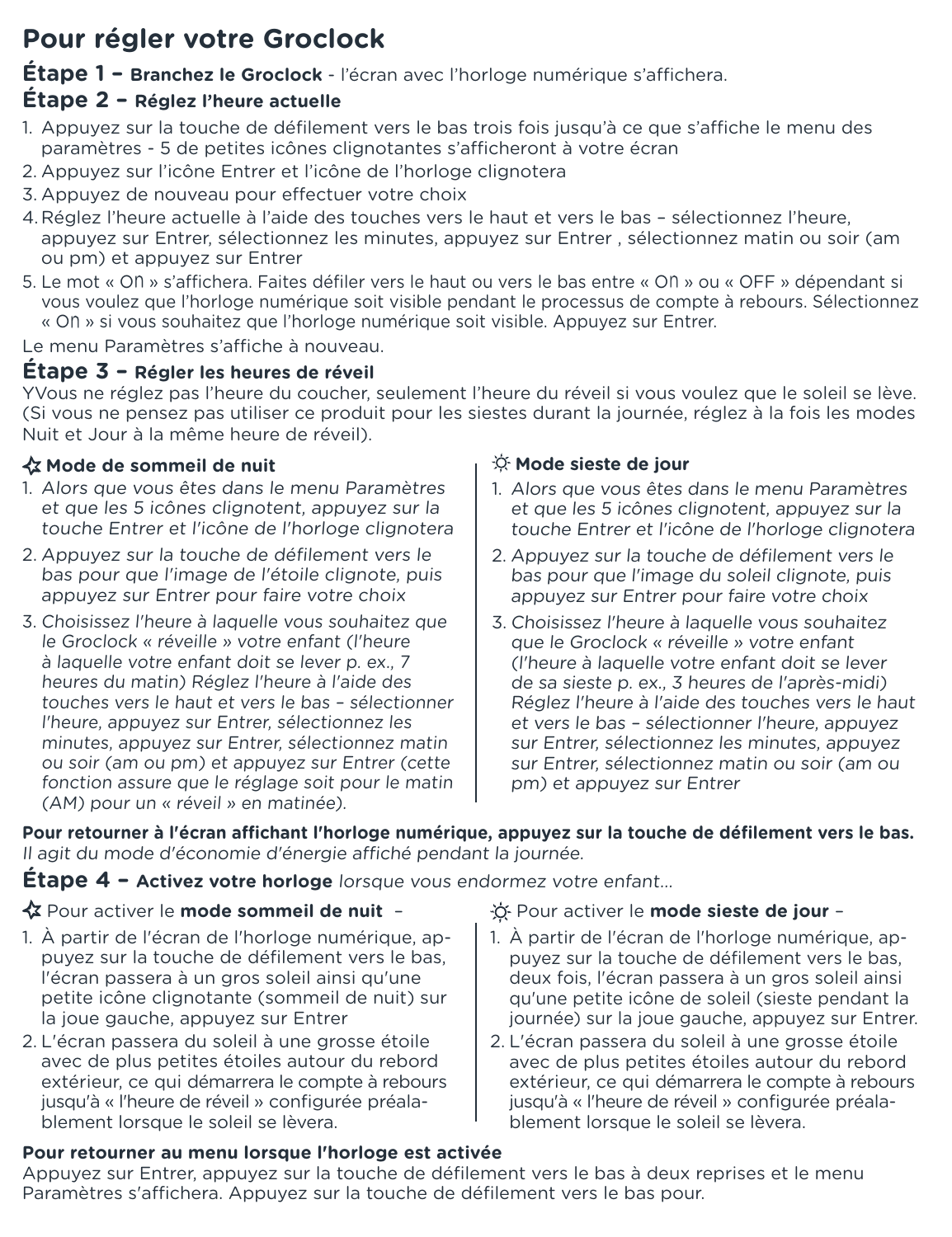# Pour régler votre Groclock

## Étape 1 – **Branchez le Groclock** - l'écran avec l'horloge numérique s'affichera.

## Étape 2 – **Réglez l'heure actuelle**

1. Appuyez sur la touche de défilement vers le bas trois fois jusqu'à ce que s'affiche le menu des paramètres - 5 de petites icônes clignotantes s'afficheront à votre écran
2. Appuyez sur l'icône Entrer et l'icône de l'horloge clignotera
3. Appuyez de nouveau pour effectuer votre choix
4. Réglez l'heure actuelle à l'aide des touches vers le haut et vers le bas – sélectionnez l'heure, appuyez sur Entrer, sélectionnez les minutes, appuyez sur Entrer , sélectionnez matin ou soir (am ou pm) et appuyez sur Entrer
5. Le mot « On » s'affichera. Faites défiler vers le haut ou vers le bas entre « On » ou « OFF » dépendant si vous voulez que l'horloge numérique soit visible pendant le processus de compte à rebours. Sélectionnez « On » si vous souhaitez que l'horloge numérique soit visible. Appuyez sur Entrer.

Le menu Paramètres s'affiche à nouveau.

## Étape 3 – **Régler les heures de réveil**

YVous ne réglez pas l'heure du coucher, seulement l'heure du réveil si vous voulez que le soleil se lève. (Si vous ne pensez pas utiliser ce produit pour les siestes durant la journée, réglez à la fois les modes Nuit et Jour à la même heure de réveil).

**Mode de sommeil de nuit**

1. *Alors que vous êtes dans le menu Paramètres et que les 5 icônes clignotent, appuyez sur la touche Entrer et l'icône de l'horloge clignotera*
2. *Appuyez sur la touche de défilement vers le bas pour que l'image de l'étoile clignote, puis appuyez sur Entrer pour faire votre choix*
3. *Choisissez l'heure à laquelle vous souhaitez que le Groclock « réveille » votre enfant (l'heure à laquelle votre enfant doit se lever p. ex., 7 heures du matin) Réglez l'heure à l'aide des touches vers le haut et vers le bas – sélectionner l'heure, appuyez sur Entrer, sélectionnez les minutes, appuyez sur Entrer, sélectionnez matin ou soir (am ou pm) et appuyez sur Entrer (cette fonction assure que le réglage soit pour le matin (AM) pour un « réveil » en matinée).*

**Mode sieste de jour**

1. *Alors que vous êtes dans le menu Paramètres et que les 5 icônes clignotent, appuyez sur la touche Entrer et l'icône de l'horloge clignotera*
2. *Appuyez sur la touche de défilement vers le bas pour que l'image du soleil clignote, puis appuyez sur Entrer pour faire votre choix*
3. *Choisissez l'heure à laquelle vous souhaitez que le Groclock « réveille » votre enfant (l'heure à laquelle votre enfant doit se lever de sa sieste p. ex., 3 heures de l'après-midi) Réglez l'heure à l'aide des touches vers le haut et vers le bas – sélectionner l'heure, appuyez sur Entrer, sélectionnez les minutes, appuyez sur Entrer, sélectionnez matin ou soir (am ou pm) et appuyez sur Entrer*

**Pour retourner à l'écran affichant l'horloge numérique, appuyez sur la touche de défilement vers le bas.**
*Il agit du mode d'économie d'énergie affiché pendant la journée.*

## Étape 4 – **Activez votre horloge** *lorsque vous endormez votre enfant...*

Pour activer le **mode sommeil de nuit** –

1. À partir de l'écran de l'horloge numérique, appuyez sur la touche de défilement vers le bas, l'écran passera à un gros soleil ainsi qu'une petite icône clignotante (sommeil de nuit) sur la joue gauche, appuyez sur Entrer
2. L'écran passera du soleil à une grosse étoile avec de plus petites étoiles autour du rebord extérieur, ce qui démarrera le compte à rebours jusqu'à « l'heure de réveil » configurée préalablement lorsque le soleil se lèvera.

Pour activer le **mode sieste de jour** –

1. À partir de l'écran de l'horloge numérique, appuyez sur la touche de défilement vers le bas, deux fois, l'écran passera à un gros soleil ainsi qu'une petite icône de soleil (sieste pendant la journée) sur la joue gauche, appuyez sur Entrer.
2. L'écran passera du soleil à une grosse étoile avec de plus petites étoiles autour du rebord extérieur, ce qui démarrera le compte à rebours jusqu'à « l'heure de réveil » configurée préalablement lorsque le soleil se lèvera.

**Pour retourner au menu lorsque l'horloge est activée**
Appuyez sur Entrer, appuyez sur la touche de défilement vers le bas à deux reprises et le menu Paramètres s'affichera. Appuyez sur la touche de défilement vers le bas pour.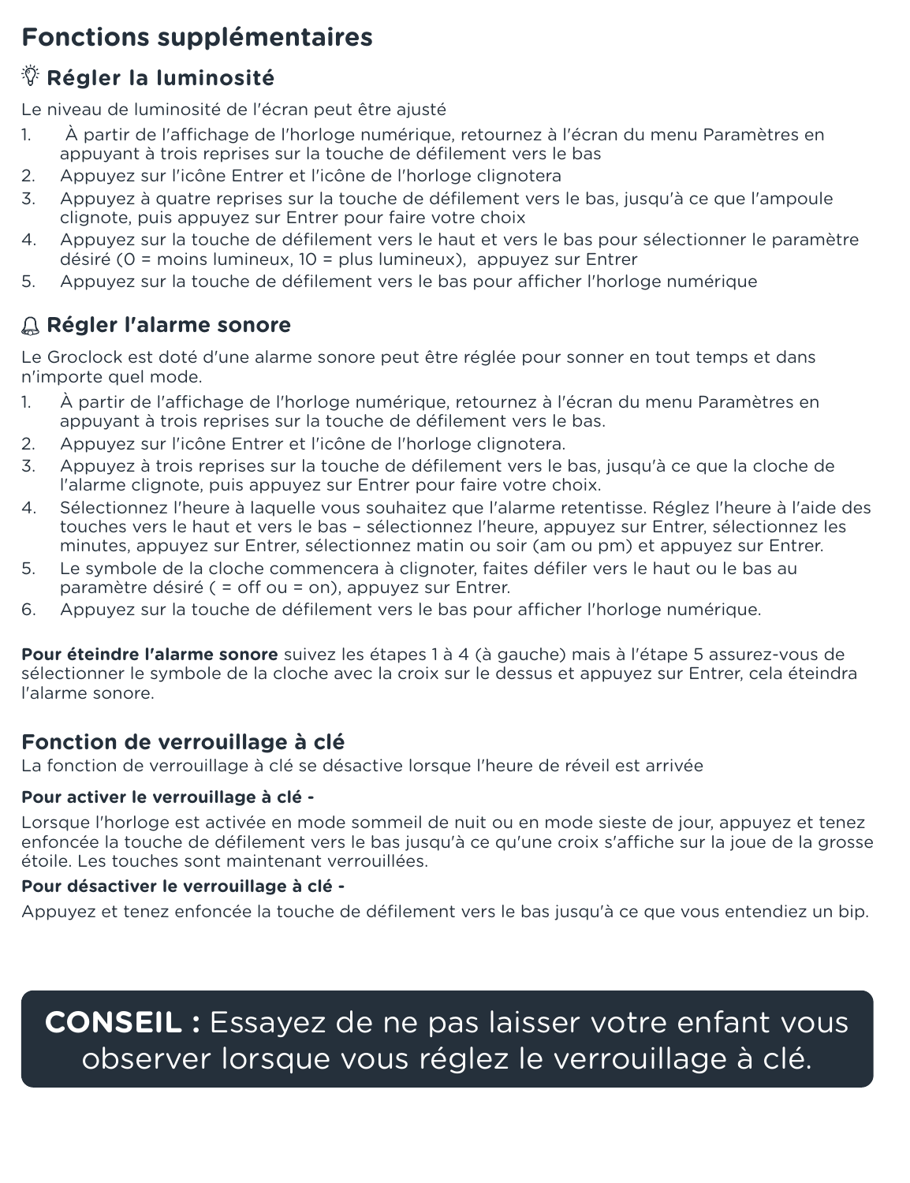# Fonctions supplémentaires

## Régler la luminosité

Le niveau de luminosité de l'écran peut être ajusté

1. À partir de l'affichage de l'horloge numérique, retournez à l'écran du menu Paramètres en appuyant à trois reprises sur la touche de défilement vers le bas
2. Appuyez sur l'icône Entrer et l'icône de l'horloge clignotera
3. Appuyez à quatre reprises sur la touche de défilement vers le bas, jusqu'à ce que l'ampoule clignote, puis appuyez sur Entrer pour faire votre choix
4. Appuyez sur la touche de défilement vers le haut et vers le bas pour sélectionner le paramètre désiré (0 = moins lumineux, 10 = plus lumineux), appuyez sur Entrer
5. Appuyez sur la touche de défilement vers le bas pour afficher l'horloge numérique

## Régler l'alarme sonore

Le Groclock est doté d'une alarme sonore peut être réglée pour sonner en tout temps et dans n'importe quel mode.

1. À partir de l'affichage de l'horloge numérique, retournez à l'écran du menu Paramètres en appuyant à trois reprises sur la touche de défilement vers le bas.
2. Appuyez sur l'icône Entrer et l'icône de l'horloge clignotera.
3. Appuyez à trois reprises sur la touche de défilement vers le bas, jusqu'à ce que la cloche de l'alarme clignote, puis appuyez sur Entrer pour faire votre choix.
4. Sélectionnez l'heure à laquelle vous souhaitez que l'alarme retentisse. Réglez l'heure à l'aide des touches vers le haut et vers le bas – sélectionnez l'heure, appuyez sur Entrer, sélectionnez les minutes, appuyez sur Entrer, sélectionnez matin ou soir (am ou pm) et appuyez sur Entrer.
5. Le symbole de la cloche commencera à clignoter, faites défiler vers le haut ou le bas au paramètre désiré ( = off ou = on), appuyez sur Entrer.
6. Appuyez sur la touche de défilement vers le bas pour afficher l'horloge numérique.

**Pour éteindre l'alarme sonore** suivez les étapes 1 à 4 (à gauche) mais à l'étape 5 assurez-vous de sélectionner le symbole de la cloche avec la croix sur le dessus et appuyez sur Entrer, cela éteindra l'alarme sonore.

## Fonction de verrouillage à clé

La fonction de verrouillage à clé se désactive lorsque l'heure de réveil est arrivée

**Pour activer le verrouillage à clé -**

Lorsque l'horloge est activée en mode sommeil de nuit ou en mode sieste de jour, appuyez et tenez enfoncée la touche de défilement vers le bas jusqu'à ce qu'une croix s'affiche sur la joue de la grosse étoile. Les touches sont maintenant verrouillées.

**Pour désactiver le verrouillage à clé -**

Appuyez et tenez enfoncée la touche de défilement vers le bas jusqu'à ce que vous entendiez un bip.

**CONSEIL :** Essayez de ne pas laisser votre enfant vous observer lorsque vous réglez le verrouillage à clé.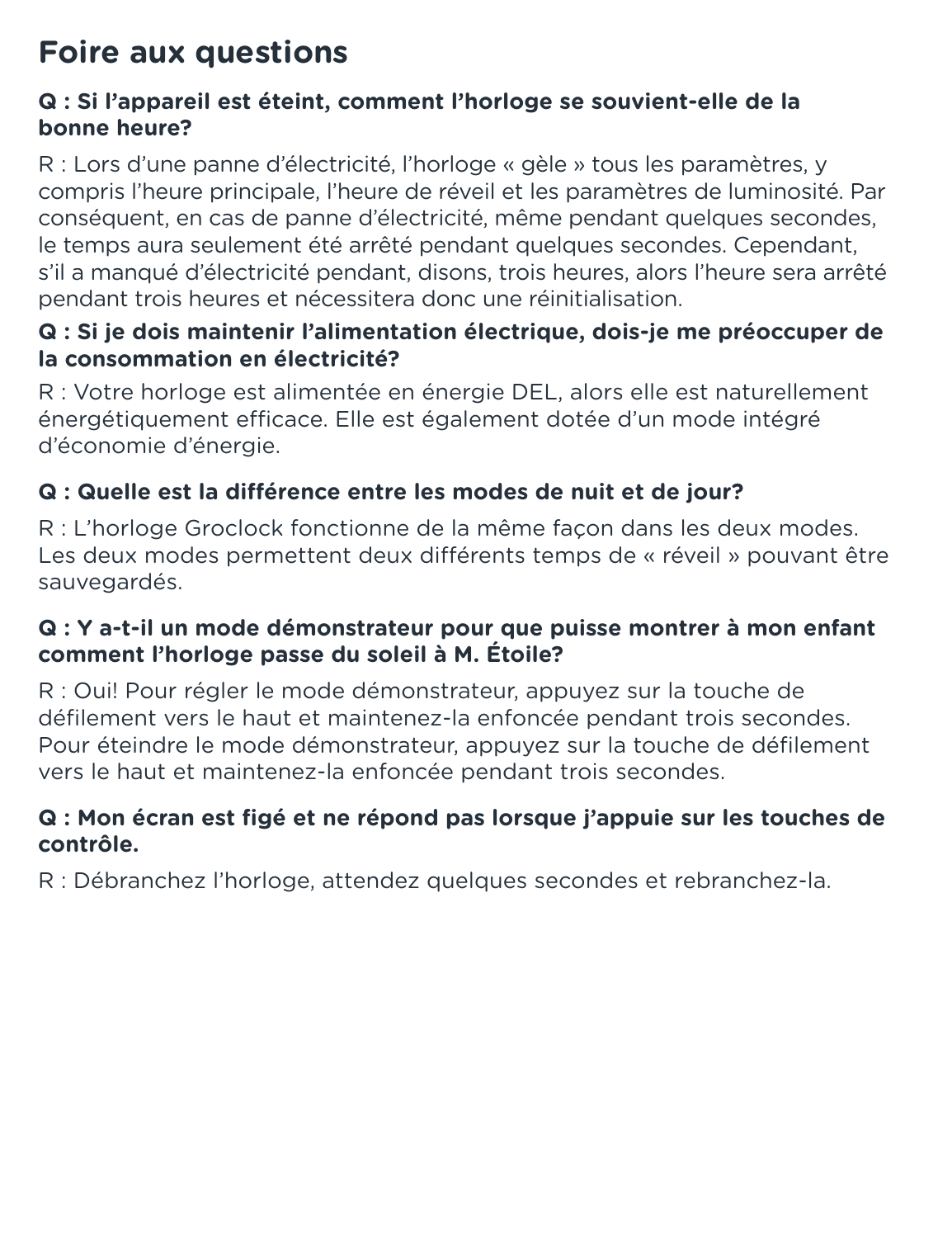## Foire aux questions

**Q : Si l'appareil est éteint, comment l'horloge se souvient-elle de la bonne heure?**

R : Lors d'une panne d'électricité, l'horloge « gèle » tous les paramètres, y compris l'heure principale, l'heure de réveil et les paramètres de luminosité. Par conséquent, en cas de panne d'électricité, même pendant quelques secondes, le temps aura seulement été arrêté pendant quelques secondes. Cependant, s'il a manqué d'électricité pendant, disons, trois heures, alors l'heure sera arrêté pendant trois heures et nécessitera donc une réinitialisation.

**Q : Si je dois maintenir l'alimentation électrique, dois-je me préoccuper de la consommation en électricité?**

R : Votre horloge est alimentée en énergie DEL, alors elle est naturellement énergétiquement efficace. Elle est également dotée d'un mode intégré d'économie d'énergie.

**Q : Quelle est la différence entre les modes de nuit et de jour?**

R : L'horloge Groclock fonctionne de la même façon dans les deux modes. Les deux modes permettent deux différents temps de « réveil » pouvant être sauvegardés.

**Q : Y a-t-il un mode démonstrateur pour que puisse montrer à mon enfant comment l'horloge passe du soleil à M. Étoile?**

R : Oui! Pour régler le mode démonstrateur, appuyez sur la touche de défilement vers le haut et maintenez-la enfoncée pendant trois secondes. Pour éteindre le mode démonstrateur, appuyez sur la touche de défilement vers le haut et maintenez-la enfoncée pendant trois secondes.

**Q : Mon écran est figé et ne répond pas lorsque j'appuie sur les touches de contrôle.**

R : Débranchez l'horloge, attendez quelques secondes et rebranchez-la.